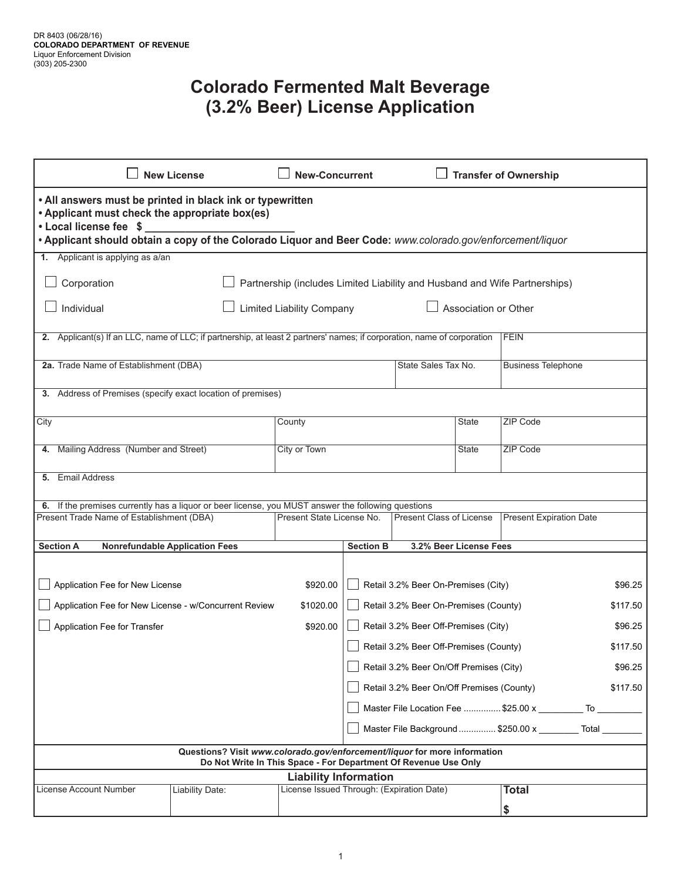DR 8403 (06/28/16)
**COLORADO DEPARTMENT OF REVENUE**
Liquor Enforcement Division
(303) 205-2300

# Colorado Fermented Malt Beverage (3.2% Beer) License Application

☐ **New License** ☐ **New-Concurrent** ☐ **Transfer of Ownership**

- **All answers must be printed in black ink or typewritten**
- **Applicant must check the appropriate box(es)**
- **Local license fee $ ____________________**
- **Applicant should obtain a copy of the Colorado Liquor and Beer Code:** *www.colorado.gov/enforcement/liquor*

**1.** Applicant is applying as a/an

☐ Corporation ☐ Partnership (includes Limited Liability and Husband and Wife Partnerships)

☐ Individual ☐ Limited Liability Company ☐ Association or Other

| **2.** Applicant(s) If an LLC, name of LLC; if partnership, at least 2 partners' names; if corporation, name of corporation | | | FEIN |
|---|---|---|---|
| **2a.** Trade Name of Establishment (DBA) | | State Sales Tax No. | Business Telephone |
| **3.** Address of Premises (specify exact location of premises) | | | |
| City | County | State | ZIP Code |
| **4.** Mailing Address (Number and Street) | City or Town | State | ZIP Code |
| **5.** Email Address | | | |

**6.** If the premises currently has a liquor or beer license, you MUST answer the following questions

| Present Trade Name of Establishment (DBA) | Present State License No. | Present Class of License | Present Expiration Date |
|---|---|---|---|
| | | | |

| **Section A** Nonrefundable Application Fees | | **Section B** 3.2% Beer License Fees | |
|---|---|---|---|
| ☐ Application Fee for New License | $920.00 | ☐ Retail 3.2% Beer On-Premises (City) | $96.25 |
| ☐ Application Fee for New License - w/Concurrent Review | $1020.00 | ☐ Retail 3.2% Beer On-Premises (County) | $117.50 |
| ☐ Application Fee for Transfer | $920.00 | ☐ Retail 3.2% Beer Off-Premises (City) | $96.25 |
| | | ☐ Retail 3.2% Beer Off-Premises (County) | $117.50 |
| | | ☐ Retail 3.2% Beer On/Off Premises (City) | $96.25 |
| | | ☐ Retail 3.2% Beer On/Off Premises (County) | $117.50 |
| | | ☐ Master File Location Fee .............. $25.00 x _________ To _________ | |
| | | ☐ Master File Background .............. $250.00 x ________ Total ________ | |

**Questions? Visit** ***www.colorado.gov/enforcement/liquor*** **for more information**
**Do Not Write In This Space - For Department Of Revenue Use Only**

**Liability Information**

| License Account Number | Liability Date: | License Issued Through: (Expiration Date) | **Total** |
|---|---|---|---|
| | | | **$** |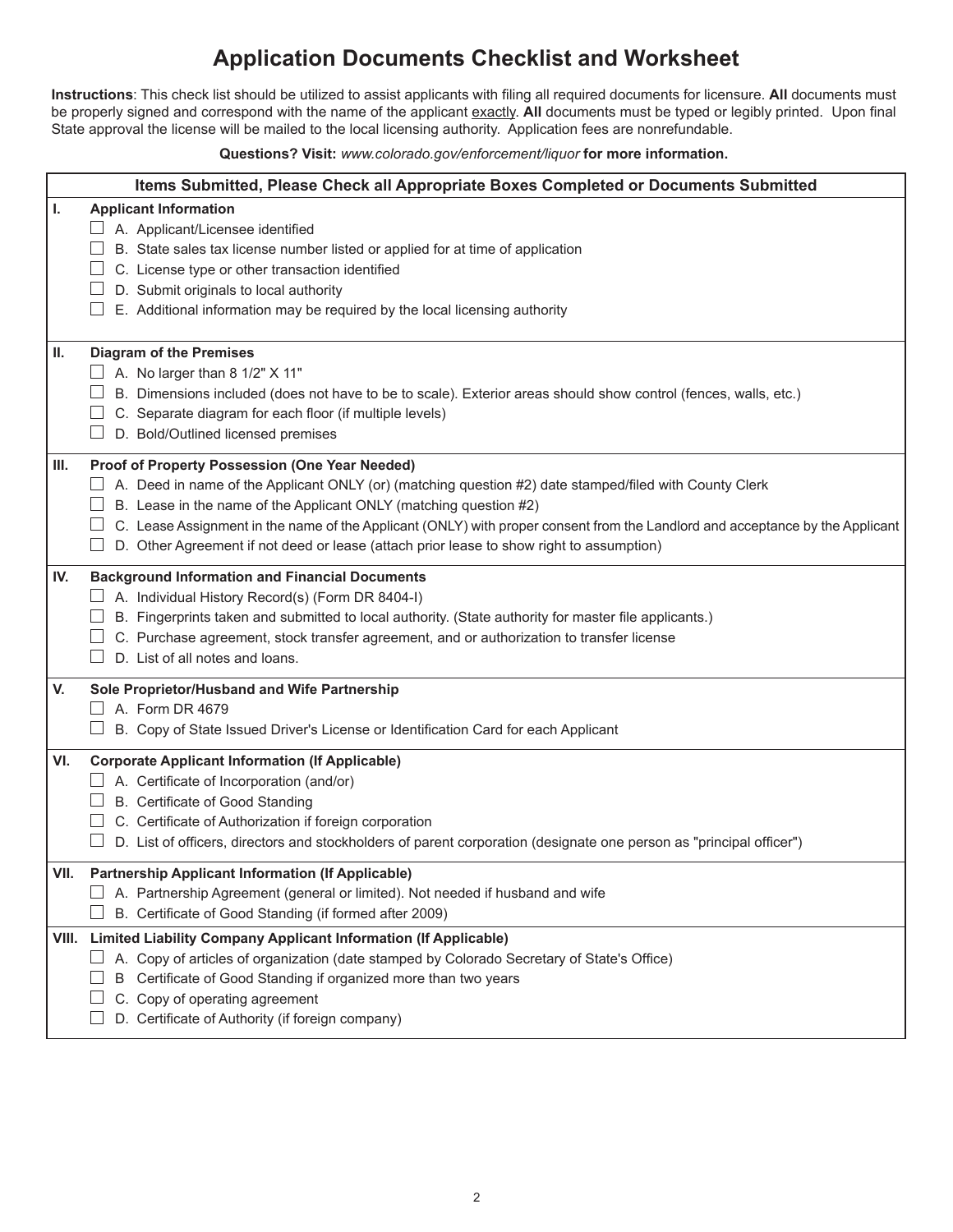# Application Documents Checklist and Worksheet

**Instructions**: This check list should be utilized to assist applicants with filing all required documents for licensure. **All** documents must be properly signed and correspond with the name of the applicant exactly. **All** documents must be typed or legibly printed. Upon final State approval the license will be mailed to the local licensing authority. Application fees are nonrefundable.

**Questions? Visit:** *www.colorado.gov/enforcement/liquor* **for more information.**

**Items Submitted, Please Check all Appropriate Boxes Completed or Documents Submitted**

**I. Applicant Information**

- ☐ A. Applicant/Licensee identified
- ☐ B. State sales tax license number listed or applied for at time of application
- ☐ C. License type or other transaction identified
- ☐ D. Submit originals to local authority
- ☐ E. Additional information may be required by the local licensing authority

**II. Diagram of the Premises**

- ☐ A. No larger than 8 1/2" X 11"
- ☐ B. Dimensions included (does not have to be to scale). Exterior areas should show control (fences, walls, etc.)
- ☐ C. Separate diagram for each floor (if multiple levels)
- ☐ D. Bold/Outlined licensed premises

**III. Proof of Property Possession (One Year Needed)**

- ☐ A. Deed in name of the Applicant ONLY (or) (matching question #2) date stamped/filed with County Clerk
- ☐ B. Lease in the name of the Applicant ONLY (matching question #2)
- ☐ C. Lease Assignment in the name of the Applicant (ONLY) with proper consent from the Landlord and acceptance by the Applicant
- ☐ D. Other Agreement if not deed or lease (attach prior lease to show right to assumption)

**IV. Background Information and Financial Documents**

- ☐ A. Individual History Record(s) (Form DR 8404-I)
- ☐ B. Fingerprints taken and submitted to local authority. (State authority for master file applicants.)
- ☐ C. Purchase agreement, stock transfer agreement, and or authorization to transfer license
- ☐ D. List of all notes and loans.

**V. Sole Proprietor/Husband and Wife Partnership**

- ☐ A. Form DR 4679
- ☐ B. Copy of State Issued Driver's License or Identification Card for each Applicant

**VI. Corporate Applicant Information (If Applicable)**

- ☐ A. Certificate of Incorporation (and/or)
- ☐ B. Certificate of Good Standing
- ☐ C. Certificate of Authorization if foreign corporation
- ☐ D. List of officers, directors and stockholders of parent corporation (designate one person as "principal officer")

**VII. Partnership Applicant Information (If Applicable)**

- ☐ A. Partnership Agreement (general or limited). Not needed if husband and wife
- ☐ B. Certificate of Good Standing (if formed after 2009)

**VIII. Limited Liability Company Applicant Information (If Applicable)**

- ☐ A. Copy of articles of organization (date stamped by Colorado Secretary of State's Office)
- ☐ B Certificate of Good Standing if organized more than two years
- ☐ C. Copy of operating agreement
- ☐ D. Certificate of Authority (if foreign company)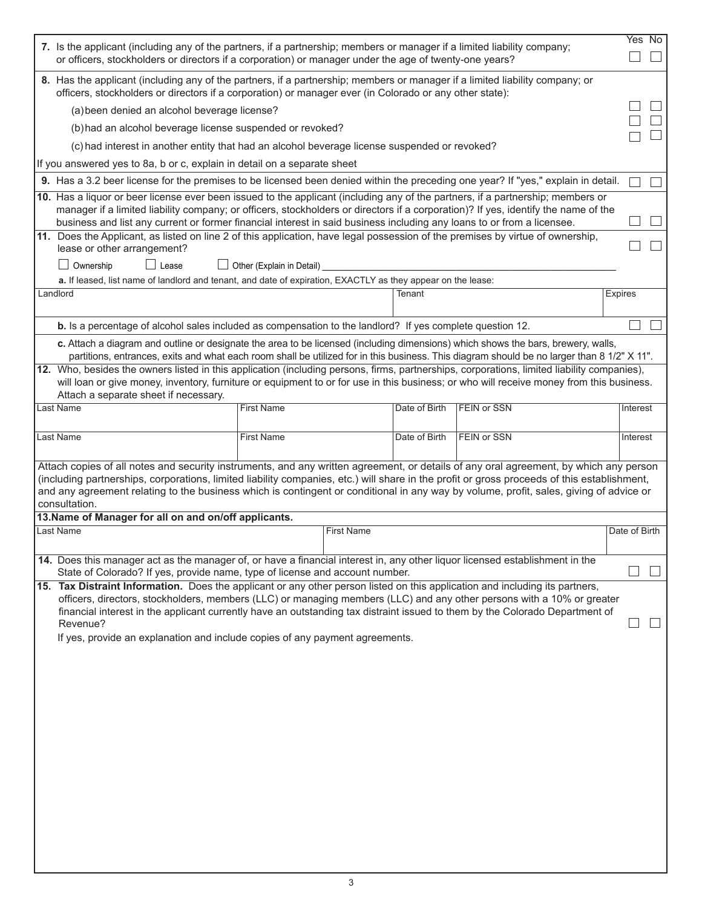| | Yes | No |
|---|---|---|
| **7.** Is the applicant (including any of the partners, if a partnership; members or manager if a limited liability company; or officers, stockholders or directors if a corporation) or manager under the age of twenty-one years? | ☐ | ☐ |
| **8.** Has the applicant (including any of the partners, if a partnership; members or manager if a limited liability company; or officers, stockholders or directors if a corporation) or manager ever (in Colorado or any other state): | | |
| (a) been denied an alcohol beverage license? | ☐ | ☐ |
| (b) had an alcohol beverage license suspended or revoked? | ☐ | ☐ |
| (c) had interest in another entity that had an alcohol beverage license suspended or revoked? | ☐ | ☐ |
| If you answered yes to 8a, b or c, explain in detail on a separate sheet | | |
| **9.** Has a 3.2 beer license for the premises to be licensed been denied within the preceding one year? If "yes," explain in detail. | ☐ | ☐ |
| **10.** Has a liquor or beer license ever been issued to the applicant (including any of the partners, if a partnership; members or manager if a limited liability company; or officers, stockholders or directors if a corporation)? If yes, identify the name of the business and list any current or former financial interest in said business including any loans to or from a licensee. | ☐ | ☐ |
| **11.** Does the Applicant, as listed on line 2 of this application, have legal possession of the premises by virtue of ownership, lease or other arrangement? | ☐ | ☐ |

☐ Ownership ☐ Lease ☐ Other (Explain in Detail) ____________________

**a.** If leased, list name of landlord and tenant, and date of expiration, EXACTLY as they appear on the lease:

| Landlord | Tenant | Expires |
|---|---|---|
| | | |

| | Yes | No |
|---|---|---|
| **b.** Is a percentage of alcohol sales included as compensation to the landlord? If yes complete question 12. | ☐ | ☐ |

**c.** Attach a diagram and outline or designate the area to be licensed (including dimensions) which shows the bars, brewery, walls, partitions, entrances, exits and what each room shall be utilized for in this business. This diagram should be no larger than 8 1/2" X 11".

**12.** Who, besides the owners listed in this application (including persons, firms, partnerships, corporations, limited liability companies), will loan or give money, inventory, furniture or equipment to or for use in this business; or who will receive money from this business. Attach a separate sheet if necessary.

| Last Name | First Name | Date of Birth | FEIN or SSN | Interest |
|---|---|---|---|---|
| | | | | |
| | | | | |

Attach copies of all notes and security instruments, and any written agreement, or details of any oral agreement, by which any person (including partnerships, corporations, limited liability companies, etc.) will share in the profit or gross proceeds of this establishment, and any agreement relating to the business which is contingent or conditional in any way by volume, profit, sales, giving of advice or consultation.

**13. Name of Manager for all on and on/off applicants.**

| Last Name | First Name | Date of Birth |
|---|---|---|
| | | |

| | Yes | No |
|---|---|---|
| **14.** Does this manager act as the manager of, or have a financial interest in, any other liquor licensed establishment in the State of Colorado? If yes, provide name, type of license and account number. | ☐ | ☐ |
| **15. Tax Distraint Information.** Does the applicant or any other person listed on this application and including its partners, officers, directors, stockholders, members (LLC) or managing members (LLC) and any other persons with a 10% or greater financial interest in the applicant currently have an outstanding tax distraint issued to them by the Colorado Department of Revenue? | ☐ | ☐ |

If yes, provide an explanation and include copies of any payment agreements.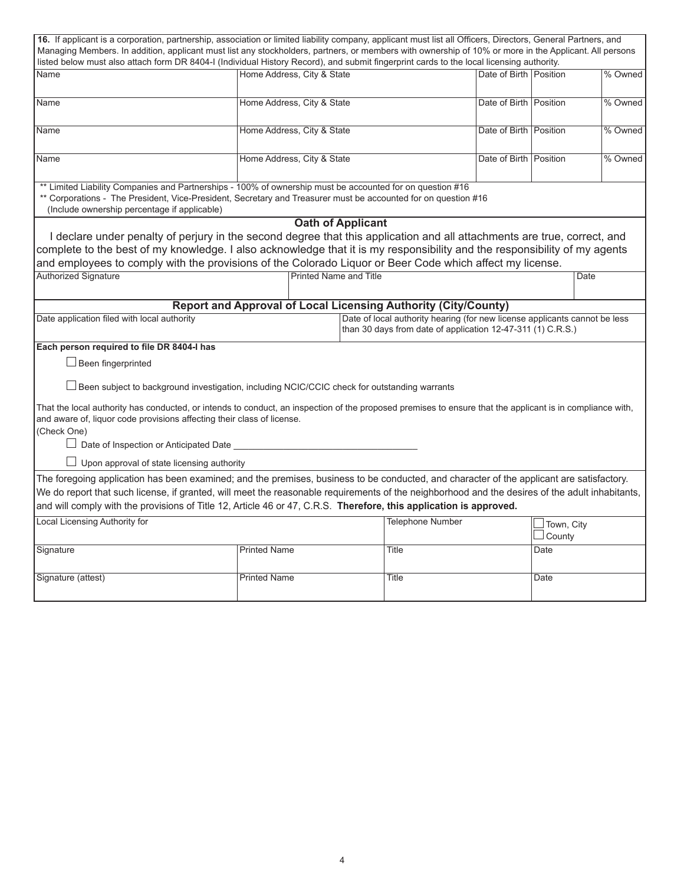**16.** If applicant is a corporation, partnership, association or limited liability company, applicant must list all Officers, Directors, General Partners, and Managing Members. In addition, applicant must list any stockholders, partners, or members with ownership of 10% or more in the Applicant. All persons listed below must also attach form DR 8404-I (Individual History Record), and submit fingerprint cards to the local licensing authority.

| Name | Home Address, City & State | Date of Birth | Position | % Owned |
|---|---|---|---|---|
| Name | Home Address, City & State | Date of Birth | Position | % Owned |
| Name | Home Address, City & State | Date of Birth | Position | % Owned |
| Name | Home Address, City & State | Date of Birth | Position | % Owned |

** Limited Liability Companies and Partnerships - 100% of ownership must be accounted for on question #16
** Corporations - The President, Vice-President, Secretary and Treasurer must be accounted for on question #16
(Include ownership percentage if applicable)

## Oath of Applicant

I declare under penalty of perjury in the second degree that this application and all attachments are true, correct, and complete to the best of my knowledge. I also acknowledge that it is my responsibility and the responsibility of my agents and employees to comply with the provisions of the Colorado Liquor or Beer Code which affect my license.

| Authorized Signature | Printed Name and Title | Date |
|---|---|---|
| | | |

## Report and Approval of Local Licensing Authority (City/County)

| Date application filed with local authority | Date of local authority hearing (for new license applicants cannot be less than 30 days from date of application 12-47-311 (1) C.R.S.) |
|---|---|
| | |

**Each person required to file DR 8404-I has**

☐ Been fingerprinted

☐ Been subject to background investigation, including NCIC/CCIC check for outstanding warrants

That the local authority has conducted, or intends to conduct, an inspection of the proposed premises to ensure that the applicant is in compliance with, and aware of, liquor code provisions affecting their class of license.
(Check One)

☐ Date of Inspection or Anticipated Date ____________________

☐ Upon approval of state licensing authority

The foregoing application has been examined; and the premises, business to be conducted, and character of the applicant are satisfactory. We do report that such license, if granted, will meet the reasonable requirements of the neighborhood and the desires of the adult inhabitants, and will comply with the provisions of Title 12, Article 46 or 47, C.R.S. **Therefore, this application is approved.**

| Local Licensing Authority for | | Telephone Number | ☐ Town, City ☐ County |
|---|---|---|---|
| Signature | Printed Name | Title | Date |
| Signature (attest) | Printed Name | Title | Date |